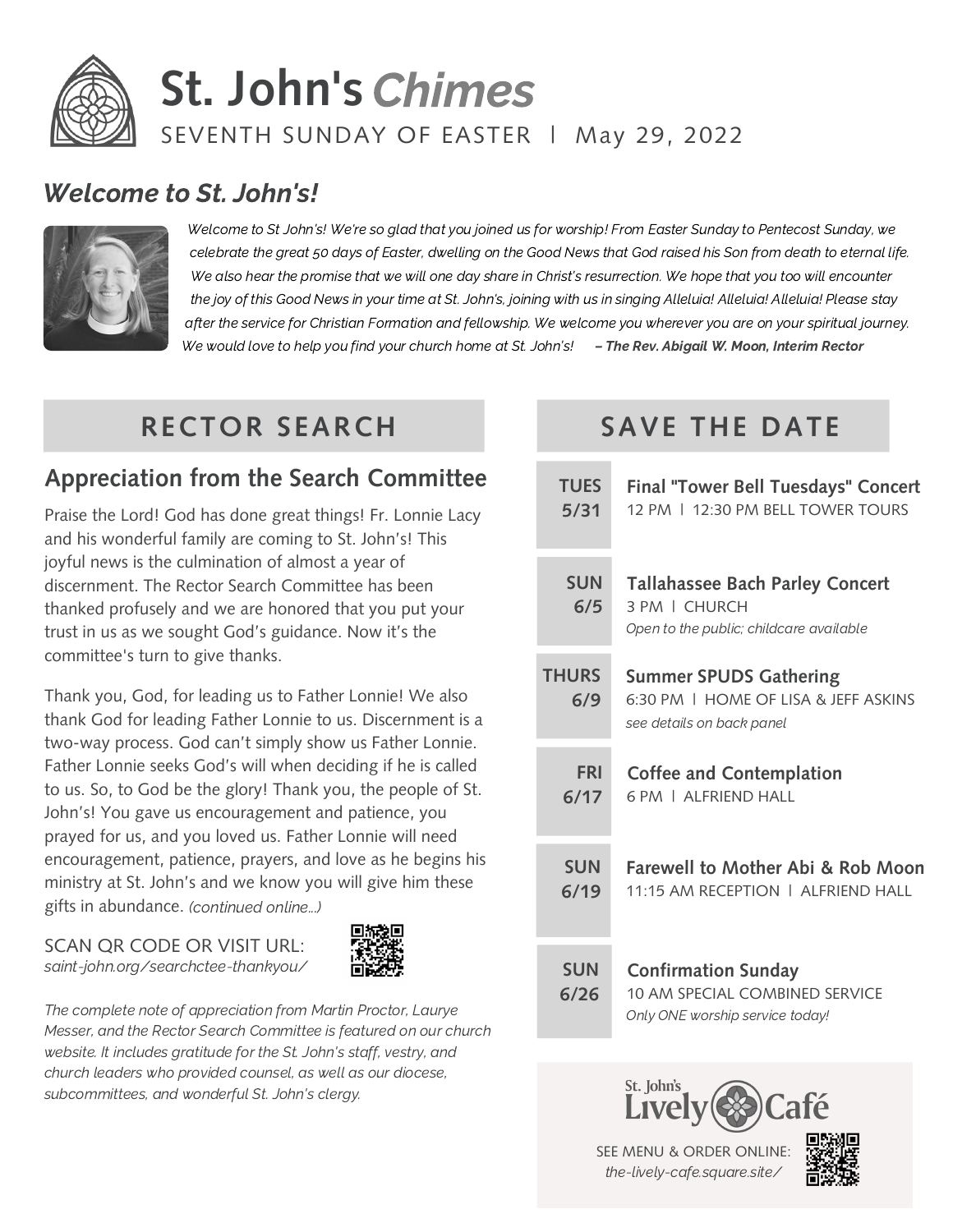# St. John's *Chimes*

SEVENTH SUNDAY OF EASTER | May 29, 2022

## *Welcome to St. John's!*

*Welcome to St John's! We're so glad that you joined us for worship! From Easter Sunday to Pentecost Sunday, we celebrate the great 50 days of Easter, dwelling on the Good News that God raised his Son from death to eternal life. We also hear the promise that we will one day share in Christ's resurrection. We hope that you too will encounter the joy of this Good News in your time at St. John's, joining with us in singing Alleluia! Alleluia! Alleluia! Please stay after the service for Christian Formation and fellowship. We welcome you wherever you are on your spiritual journey. We would love to help you find your church home at St. John's!* ***– The Rev. Abigail W. Moon, Interim Rector***

## RECTOR SEARCH

### Appreciation from the Search Committee

Praise the Lord! God has done great things! Fr. Lonnie Lacy and his wonderful family are coming to St. John's! This joyful news is the culmination of almost a year of discernment. The Rector Search Committee has been thanked profusely and we are honored that you put your trust in us as we sought God's guidance. Now it's the committee's turn to give thanks.

Thank you, God, for leading us to Father Lonnie! We also thank God for leading Father Lonnie to us. Discernment is a two-way process. God can't simply show us Father Lonnie. Father Lonnie seeks God's will when deciding if he is called to us. So, to God be the glory! Thank you, the people of St. John's! You gave us encouragement and patience, you prayed for us, and you loved us. Father Lonnie will need encouragement, patience, prayers, and love as he begins his ministry at St. John's and we know you will give him these gifts in abundance. *(continued online...)*

SCAN QR CODE OR VISIT URL:
*saint-john.org/searchctee-thankyou/*

*The complete note of appreciation from Martin Proctor, Laurye Messer, and the Rector Search Committee is featured on our church website. It includes gratitude for the St. John's staff, vestry, and church leaders who provided counsel, as well as our diocese, subcommittees, and wonderful St. John's clergy.*

## SAVE THE DATE

**TUES 5/31** — **Final "Tower Bell Tuesdays" Concert**
12 PM | 12:30 PM BELL TOWER TOURS

**SUN 6/5** — **Tallahassee Bach Parley Concert**
3 PM | CHURCH
*Open to the public; childcare available*

**THURS 6/9** — **Summer SPUDS Gathering**
6:30 PM | HOME OF LISA & JEFF ASKINS
*see details on back panel*

**FRI 6/17** — **Coffee and Contemplation**
6 PM | ALFRIEND HALL

**SUN 6/19** — **Farewell to Mother Abi & Rob Moon**
11:15 AM RECEPTION | ALFRIEND HALL

**SUN 6/26** — **Confirmation Sunday**
10 AM SPECIAL COMBINED SERVICE
*Only ONE worship service today!*

**St. John's Lively Café**

SEE MENU & ORDER ONLINE:
*the-lively-cafe.square.site/*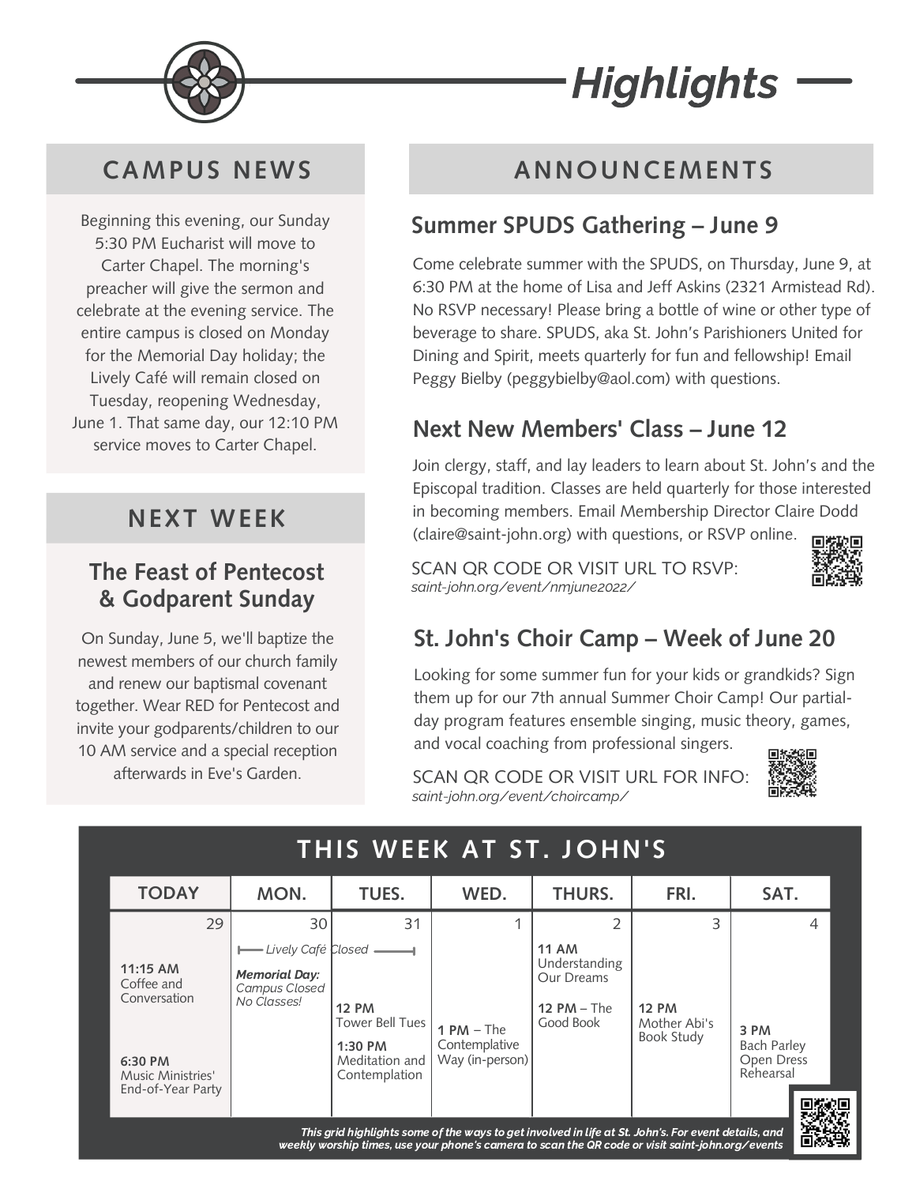# Highlights

## CAMPUS NEWS

Beginning this evening, our Sunday 5:30 PM Eucharist will move to Carter Chapel. The morning's preacher will give the sermon and celebrate at the evening service. The entire campus is closed on Monday for the Memorial Day holiday; the Lively Café will remain closed on Tuesday, reopening Wednesday, June 1. That same day, our 12:10 PM service moves to Carter Chapel.

## NEXT WEEK

### The Feast of Pentecost & Godparent Sunday

On Sunday, June 5, we'll baptize the newest members of our church family and renew our baptismal covenant together. Wear RED for Pentecost and invite your godparents/children to our 10 AM service and a special reception afterwards in Eve's Garden.

## ANNOUNCEMENTS

### Summer SPUDS Gathering – June 9

Come celebrate summer with the SPUDS, on Thursday, June 9, at 6:30 PM at the home of Lisa and Jeff Askins (2321 Armistead Rd). No RSVP necessary! Please bring a bottle of wine or other type of beverage to share. SPUDS, aka St. John's Parishioners United for Dining and Spirit, meets quarterly for fun and fellowship! Email Peggy Bielby (peggybielby@aol.com) with questions.

### Next New Members' Class – June 12

Join clergy, staff, and lay leaders to learn about St. John's and the Episcopal tradition. Classes are held quarterly for those interested in becoming members. Email Membership Director Claire Dodd (claire@saint-john.org) with questions, or RSVP online.

SCAN QR CODE OR VISIT URL TO RSVP:
*saint-john.org/event/nmjune2022/*

### St. John's Choir Camp – Week of June 20

Looking for some summer fun for your kids or grandkids? Sign them up for our 7th annual Summer Choir Camp! Our partial-day program features ensemble singing, music theory, games, and vocal coaching from professional singers.

SCAN QR CODE OR VISIT URL FOR INFO:
*saint-john.org/event/choircamp/*

## THIS WEEK AT ST. JOHN'S

| TODAY | MON. | TUES. | WED. | THURS. | FRI. | SAT. |
|---|---|---|---|---|---|---|
| 29 | 30 | 31 | 1 | 2 | 3 | 4 |
| **11:15 AM** Coffee and Conversation<br>**6:30 PM** Music Ministries' End-of-Year Party | *Lively Café Closed* (Mon.–Tues.)<br>***Memorial Day:*** *Campus Closed No Classes!* | **12 PM** Tower Bell Tues<br>**1:30 PM** Meditation and Contemplation | **1 PM** – The Contemplative Way (in-person) | **11 AM** Understanding Our Dreams<br>**12 PM** – The Good Book | **12 PM** Mother Abi's Book Study | **3 PM** Bach Parley Open Dress Rehearsal |

*This grid highlights some of the ways to get involved in life at St. John's. For event details, and weekly worship times, use your phone's camera to scan the QR code or visit saint-john.org/events*